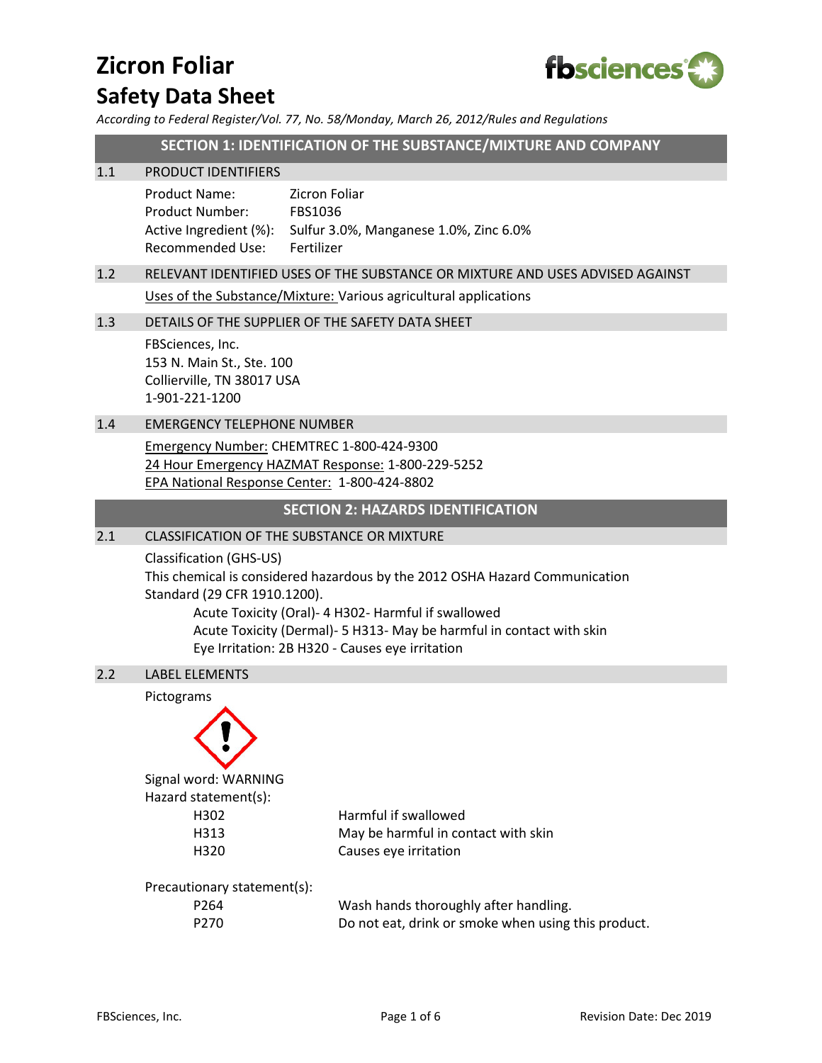# Zicron Foliar

# Safety Data Sheet

*According to Federal Register/Vol. 77, No. 58/Monday, March 26, 2012/Rules and Regulations*

## SECTION 1: IDENTIFICATION OF THE SUBSTANCE/MIXTURE AND COMPANY

### 1.1 PRODUCT IDENTIFIERS

| | |
|---|---|
| Product Name: | Zicron Foliar |
| Product Number: | FBS1036 |
| Active Ingredient (%): | Sulfur 3.0%, Manganese 1.0%, Zinc 6.0% |
| Recommended Use: | Fertilizer |

### 1.2 RELEVANT IDENTIFIED USES OF THE SUBSTANCE OR MIXTURE AND USES ADVISED AGAINST

Uses of the Substance/Mixture: Various agricultural applications

### 1.3 DETAILS OF THE SUPPLIER OF THE SAFETY DATA SHEET

FBSciences, Inc.
153 N. Main St., Ste. 100
Collierville, TN 38017 USA
1-901-221-1200

### 1.4 EMERGENCY TELEPHONE NUMBER

Emergency Number: CHEMTREC 1-800-424-9300
24 Hour Emergency HAZMAT Response: 1-800-229-5252
EPA National Response Center: 1-800-424-8802

## SECTION 2: HAZARDS IDENTIFICATION

### 2.1 CLASSIFICATION OF THE SUBSTANCE OR MIXTURE

Classification (GHS-US)
This chemical is considered hazardous by the 2012 OSHA Hazard Communication Standard (29 CFR 1910.1200).

- Acute Toxicity (Oral)- 4 H302- Harmful if swallowed
- Acute Toxicity (Dermal)- 5 H313- May be harmful in contact with skin
- Eye Irritation: 2B H320 - Causes eye irritation

### 2.2 LABEL ELEMENTS

Pictograms

Signal word: WARNING

Hazard statement(s):

| | |
|---|---|
| H302 | Harmful if swallowed |
| H313 | May be harmful in contact with skin |
| H320 | Causes eye irritation |

Precautionary statement(s):

| | |
|---|---|
| P264 | Wash hands thoroughly after handling. |
| P270 | Do not eat, drink or smoke when using this product. |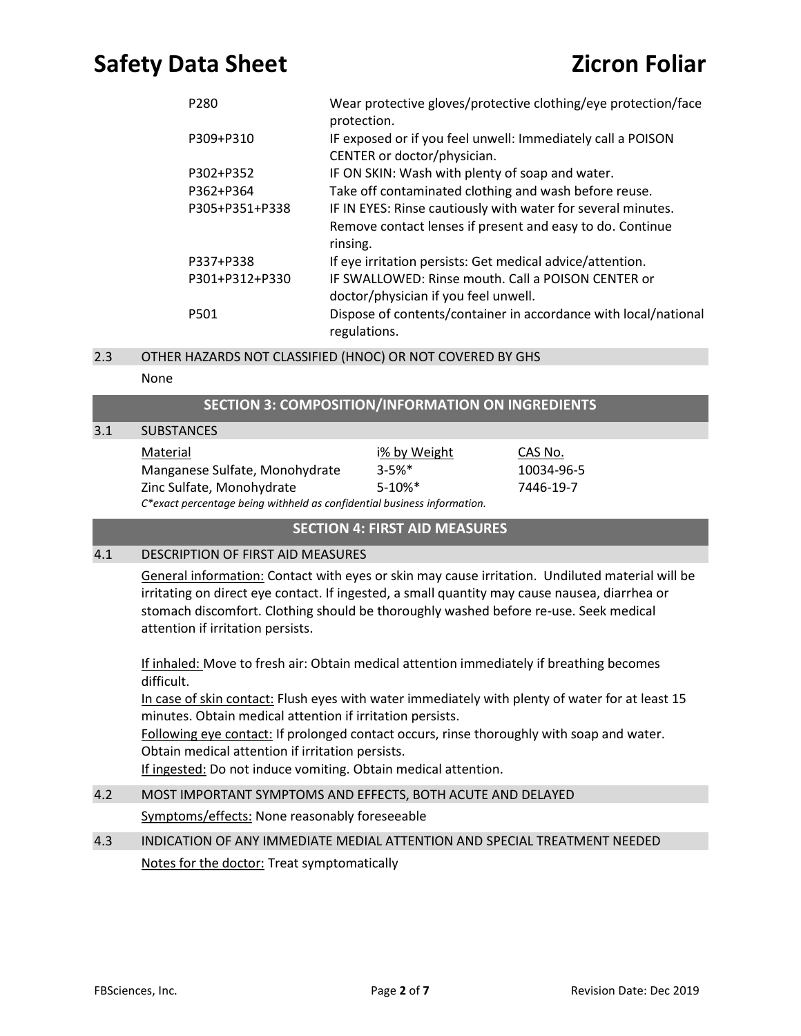| | |
|---|---|
| P280 | Wear protective gloves/protective clothing/eye protection/face protection. |
| P309+P310 | IF exposed or if you feel unwell: Immediately call a POISON CENTER or doctor/physician. |
| P302+P352 | IF ON SKIN: Wash with plenty of soap and water. |
| P362+P364 | Take off contaminated clothing and wash before reuse. |
| P305+P351+P338 | IF IN EYES: Rinse cautiously with water for several minutes. Remove contact lenses if present and easy to do. Continue rinsing. |
| P337+P338 | If eye irritation persists: Get medical advice/attention. |
| P301+P312+P330 | IF SWALLOWED: Rinse mouth. Call a POISON CENTER or doctor/physician if you feel unwell. |
| P501 | Dispose of contents/container in accordance with local/national regulations. |

### 2.3 OTHER HAZARDS NOT CLASSIFIED (HNOC) OR NOT COVERED BY GHS

None

## SECTION 3: COMPOSITION/INFORMATION ON INGREDIENTS

### 3.1 SUBSTANCES

| Material | i% by Weight | CAS No. |
|---|---|---|
| Manganese Sulfate, Monohydrate | 3-5%* | 10034-96-5 |
| Zinc Sulfate, Monohydrate | 5-10%* | 7446-19-7 |

*C*exact percentage being withheld as confidential business information.*

## SECTION 4: FIRST AID MEASURES

### 4.1 DESCRIPTION OF FIRST AID MEASURES

General information: Contact with eyes or skin may cause irritation. Undiluted material will be irritating on direct eye contact. If ingested, a small quantity may cause nausea, diarrhea or stomach discomfort. Clothing should be thoroughly washed before re-use. Seek medical attention if irritation persists.

If inhaled: Move to fresh air: Obtain medical attention immediately if breathing becomes difficult.
In case of skin contact: Flush eyes with water immediately with plenty of water for at least 15 minutes. Obtain medical attention if irritation persists.
Following eye contact: If prolonged contact occurs, rinse thoroughly with soap and water. Obtain medical attention if irritation persists.
If ingested: Do not induce vomiting. Obtain medical attention.

### 4.2 MOST IMPORTANT SYMPTOMS AND EFFECTS, BOTH ACUTE AND DELAYED

Symptoms/effects: None reasonably foreseeable

### 4.3 INDICATION OF ANY IMMEDIATE MEDIAL ATTENTION AND SPECIAL TREATMENT NEEDED

Notes for the doctor: Treat symptomatically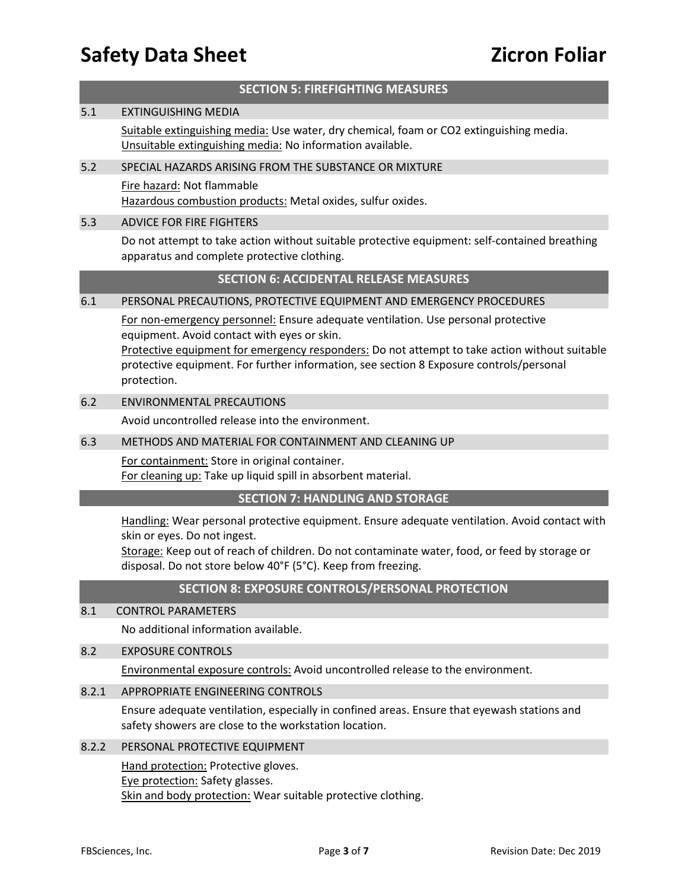## SECTION 5: FIREFIGHTING MEASURES

### 5.1 EXTINGUISHING MEDIA

Suitable extinguishing media: Use water, dry chemical, foam or $CO_2$ extinguishing media.
Unsuitable extinguishing media: No information available.

### 5.2 SPECIAL HAZARDS ARISING FROM THE SUBSTANCE OR MIXTURE

Fire hazard: Not flammable
Hazardous combustion products: Metal oxides, sulfur oxides.

### 5.3 ADVICE FOR FIRE FIGHTERS

Do not attempt to take action without suitable protective equipment: self-contained breathing apparatus and complete protective clothing.

## SECTION 6: ACCIDENTAL RELEASE MEASURES

### 6.1 PERSONAL PRECAUTIONS, PROTECTIVE EQUIPMENT AND EMERGENCY PROCEDURES

For non-emergency personnel: Ensure adequate ventilation. Use personal protective equipment. Avoid contact with eyes or skin.
Protective equipment for emergency responders: Do not attempt to take action without suitable protective equipment. For further information, see section 8 Exposure controls/personal protection.

### 6.2 ENVIRONMENTAL PRECAUTIONS

Avoid uncontrolled release into the environment.

### 6.3 METHODS AND MATERIAL FOR CONTAINMENT AND CLEANING UP

For containment: Store in original container.
For cleaning up: Take up liquid spill in absorbent material.

## SECTION 7: HANDLING AND STORAGE

Handling: Wear personal protective equipment. Ensure adequate ventilation. Avoid contact with skin or eyes. Do not ingest.
Storage: Keep out of reach of children. Do not contaminate water, food, or feed by storage or disposal. Do not store below 40°F (5°C). Keep from freezing.

## SECTION 8: EXPOSURE CONTROLS/PERSONAL PROTECTION

### 8.1 CONTROL PARAMETERS

No additional information available.

### 8.2 EXPOSURE CONTROLS

Environmental exposure controls: Avoid uncontrolled release to the environment.

### 8.2.1 APPROPRIATE ENGINEERING CONTROLS

Ensure adequate ventilation, especially in confined areas. Ensure that eyewash stations and safety showers are close to the workstation location.

### 8.2.2 PERSONAL PROTECTIVE EQUIPMENT

Hand protection: Protective gloves.
Eye protection: Safety glasses.
Skin and body protection: Wear suitable protective clothing.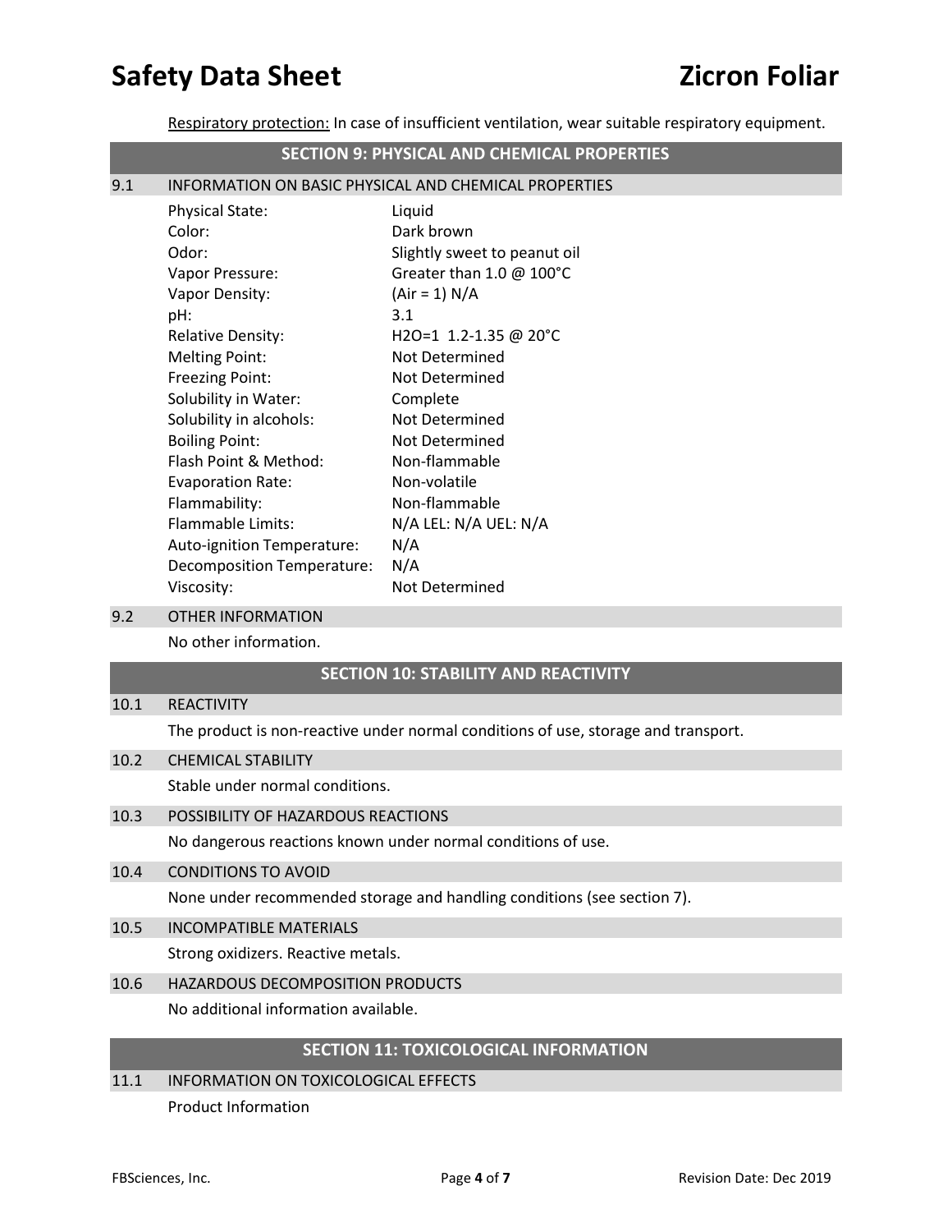Respiratory protection: In case of insufficient ventilation, wear suitable respiratory equipment.

## SECTION 9: PHYSICAL AND CHEMICAL PROPERTIES

### 9.1 INFORMATION ON BASIC PHYSICAL AND CHEMICAL PROPERTIES

| | |
|---|---|
| Physical State: | Liquid |
| Color: | Dark brown |
| Odor: | Slightly sweet to peanut oil |
| Vapor Pressure: | Greater than 1.0 @ 100°C |
| Vapor Density: | (Air = 1) N/A |
| pH: | 3.1 |
| Relative Density: | $H_2O$=1 1.2-1.35 @ 20°C |
| Melting Point: | Not Determined |
| Freezing Point: | Not Determined |
| Solubility in Water: | Complete |
| Solubility in alcohols: | Not Determined |
| Boiling Point: | Not Determined |
| Flash Point & Method: | Non-flammable |
| Evaporation Rate: | Non-volatile |
| Flammability: | Non-flammable |
| Flammable Limits: | N/A LEL: N/A UEL: N/A |
| Auto-ignition Temperature: | N/A |
| Decomposition Temperature: | N/A |
| Viscosity: | Not Determined |

### 9.2 OTHER INFORMATION

No other information.

## SECTION 10: STABILITY AND REACTIVITY

### 10.1 REACTIVITY

The product is non-reactive under normal conditions of use, storage and transport.

### 10.2 CHEMICAL STABILITY

Stable under normal conditions.

### 10.3 POSSIBILITY OF HAZARDOUS REACTIONS

No dangerous reactions known under normal conditions of use.

### 10.4 CONDITIONS TO AVOID

None under recommended storage and handling conditions (see section 7).

### 10.5 INCOMPATIBLE MATERIALS

Strong oxidizers. Reactive metals.

### 10.6 HAZARDOUS DECOMPOSITION PRODUCTS

No additional information available.

## SECTION 11: TOXICOLOGICAL INFORMATION

### 11.1 INFORMATION ON TOXICOLOGICAL EFFECTS

Product Information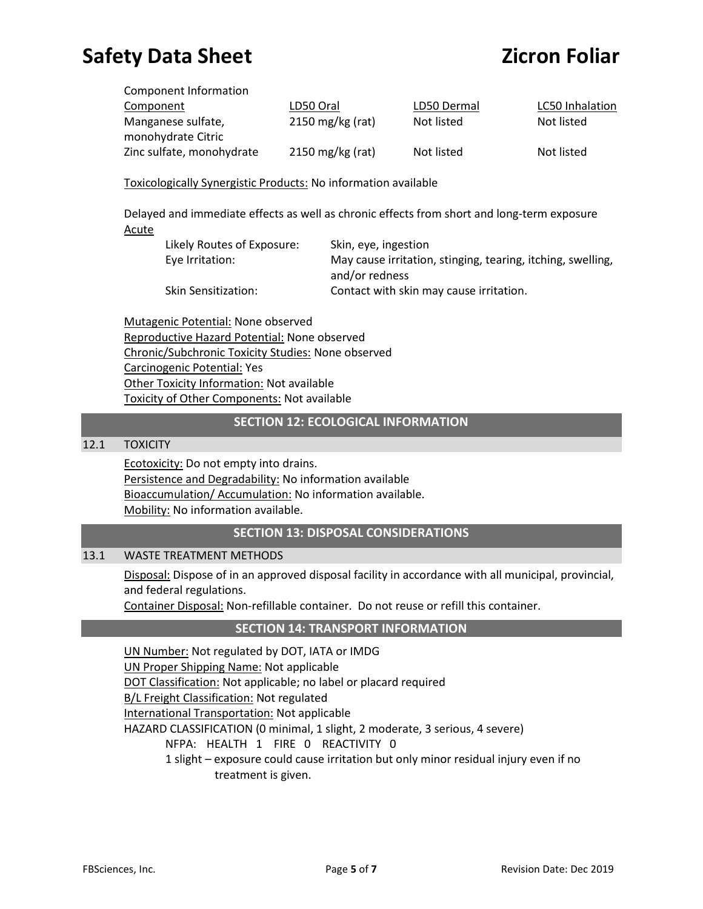Component Information

| Component | LD50 Oral | LD50 Dermal | LC50 Inhalation |
|---|---|---|---|
| Manganese sulfate, monohydrate Citric | 2150 mg/kg (rat) | Not listed | Not listed |
| Zinc sulfate, monohydrate | 2150 mg/kg (rat) | Not listed | Not listed |

Toxicologically Synergistic Products: No information available

Delayed and immediate effects as well as chronic effects from short and long-term exposure

Acute

- Likely Routes of Exposure: Skin, eye, ingestion
- Eye Irritation: May cause irritation, stinging, tearing, itching, swelling, and/or redness
- Skin Sensitization: Contact with skin may cause irritation.

Mutagenic Potential: None observed
Reproductive Hazard Potential: None observed
Chronic/Subchronic Toxicity Studies: None observed
Carcinogenic Potential: Yes
Other Toxicity Information: Not available
Toxicity of Other Components: Not available

## SECTION 12: ECOLOGICAL INFORMATION

### 12.1 TOXICITY

Ecotoxicity: Do not empty into drains.
Persistence and Degradability: No information available
Bioaccumulation/ Accumulation: No information available.
Mobility: No information available.

## SECTION 13: DISPOSAL CONSIDERATIONS

### 13.1 WASTE TREATMENT METHODS

Disposal: Dispose of in an approved disposal facility in accordance with all municipal, provincial, and federal regulations.
Container Disposal: Non-refillable container. Do not reuse or refill this container.

## SECTION 14: TRANSPORT INFORMATION

UN Number: Not regulated by DOT, IATA or IMDG
UN Proper Shipping Name: Not applicable
DOT Classification: Not applicable; no label or placard required
B/L Freight Classification: Not regulated
International Transportation: Not applicable
HAZARD CLASSIFICATION (0 minimal, 1 slight, 2 moderate, 3 serious, 4 severe)

NFPA: HEALTH 1 FIRE 0 REACTIVITY 0

1 slight – exposure could cause irritation but only minor residual injury even if no treatment is given.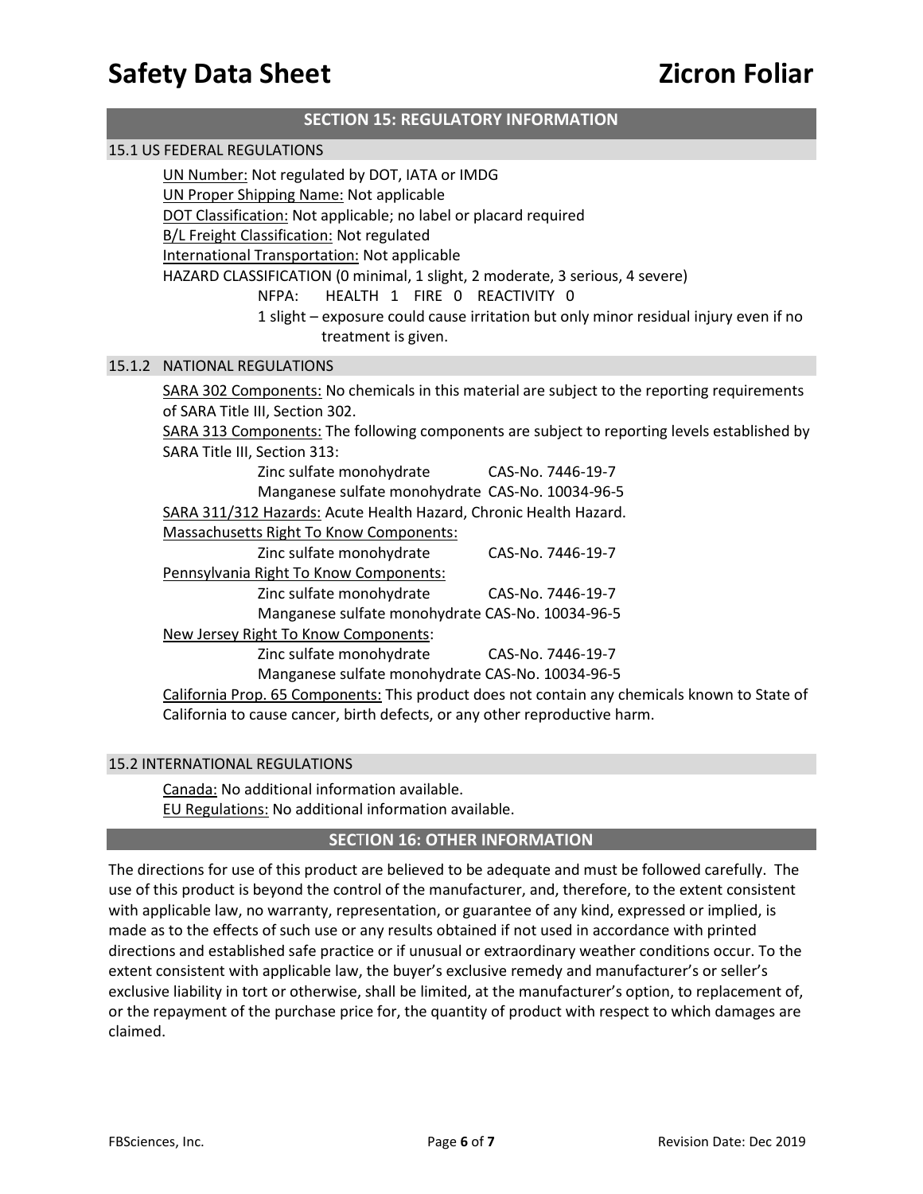## SECTION 15: REGULATORY INFORMATION

### 15.1 US FEDERAL REGULATIONS

UN Number: Not regulated by DOT, IATA or IMDG
UN Proper Shipping Name: Not applicable
DOT Classification: Not applicable; no label or placard required
B/L Freight Classification: Not regulated
International Transportation: Not applicable
HAZARD CLASSIFICATION (0 minimal, 1 slight, 2 moderate, 3 serious, 4 severe)

NFPA: HEALTH 1 FIRE 0 REACTIVITY 0

1 slight – exposure could cause irritation but only minor residual injury even if no treatment is given.

### 15.1.2 NATIONAL REGULATIONS

SARA 302 Components: No chemicals in this material are subject to the reporting requirements of SARA Title III, Section 302.

SARA 313 Components: The following components are subject to reporting levels established by SARA Title III, Section 313:

- Zinc sulfate monohydrate CAS-No. 7446-19-7
- Manganese sulfate monohydrate CAS-No. 10034-96-5

SARA 311/312 Hazards: Acute Health Hazard, Chronic Health Hazard.

Massachusetts Right To Know Components:

- Zinc sulfate monohydrate CAS-No. 7446-19-7

Pennsylvania Right To Know Components:

- Zinc sulfate monohydrate CAS-No. 7446-19-7
- Manganese sulfate monohydrate CAS-No. 10034-96-5

New Jersey Right To Know Components:

- Zinc sulfate monohydrate CAS-No. 7446-19-7
- Manganese sulfate monohydrate CAS-No. 10034-96-5

California Prop. 65 Components: This product does not contain any chemicals known to State of California to cause cancer, birth defects, or any other reproductive harm.

### 15.2 INTERNATIONAL REGULATIONS

Canada: No additional information available.
EU Regulations: No additional information available.

## SECTION 16: OTHER INFORMATION

The directions for use of this product are believed to be adequate and must be followed carefully. The use of this product is beyond the control of the manufacturer, and, therefore, to the extent consistent with applicable law, no warranty, representation, or guarantee of any kind, expressed or implied, is made as to the effects of such use or any results obtained if not used in accordance with printed directions and established safe practice or if unusual or extraordinary weather conditions occur. To the extent consistent with applicable law, the buyer's exclusive remedy and manufacturer's or seller's exclusive liability in tort or otherwise, shall be limited, at the manufacturer's option, to replacement of, or the repayment of the purchase price for, the quantity of product with respect to which damages are claimed.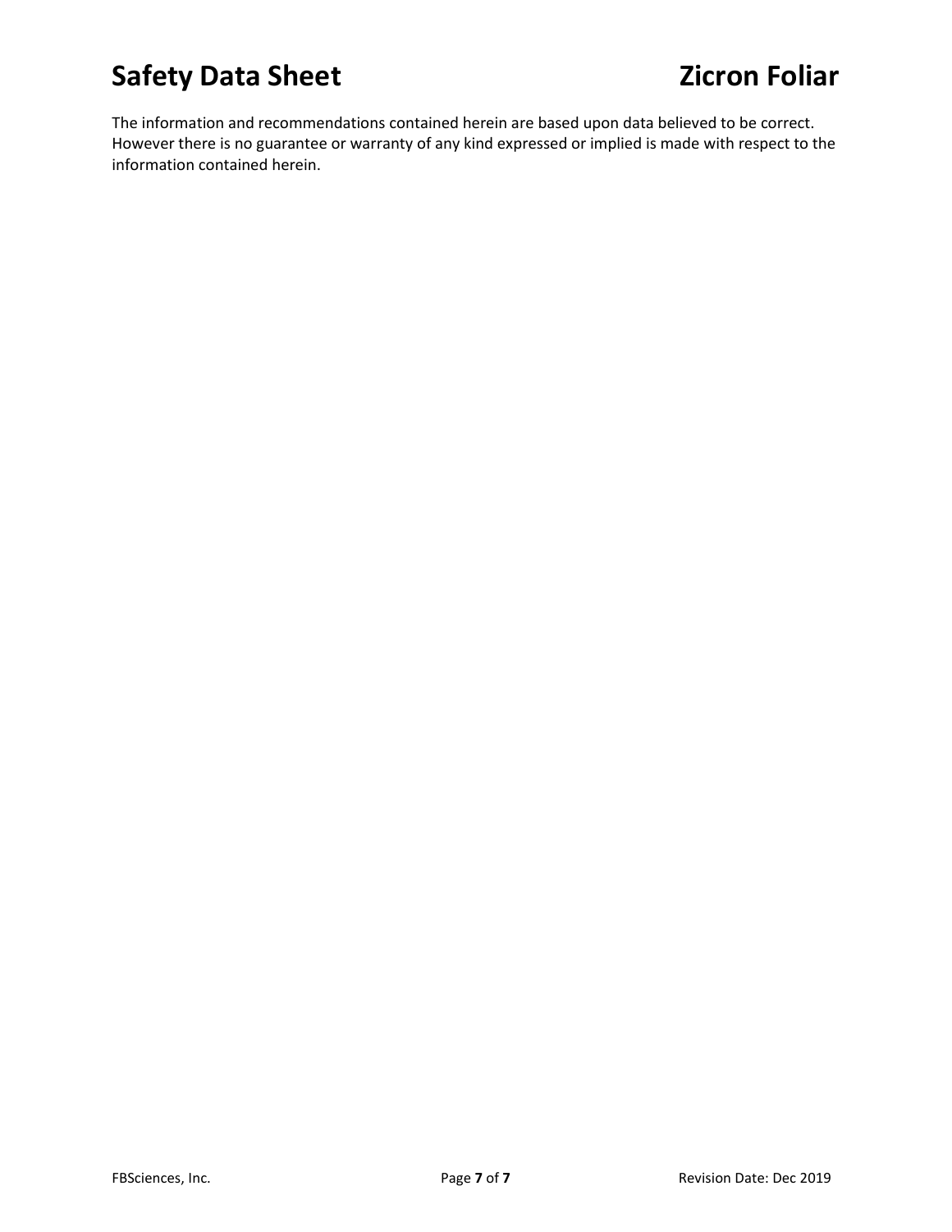The information and recommendations contained herein are based upon data believed to be correct. However there is no guarantee or warranty of any kind expressed or implied is made with respect to the information contained herein.